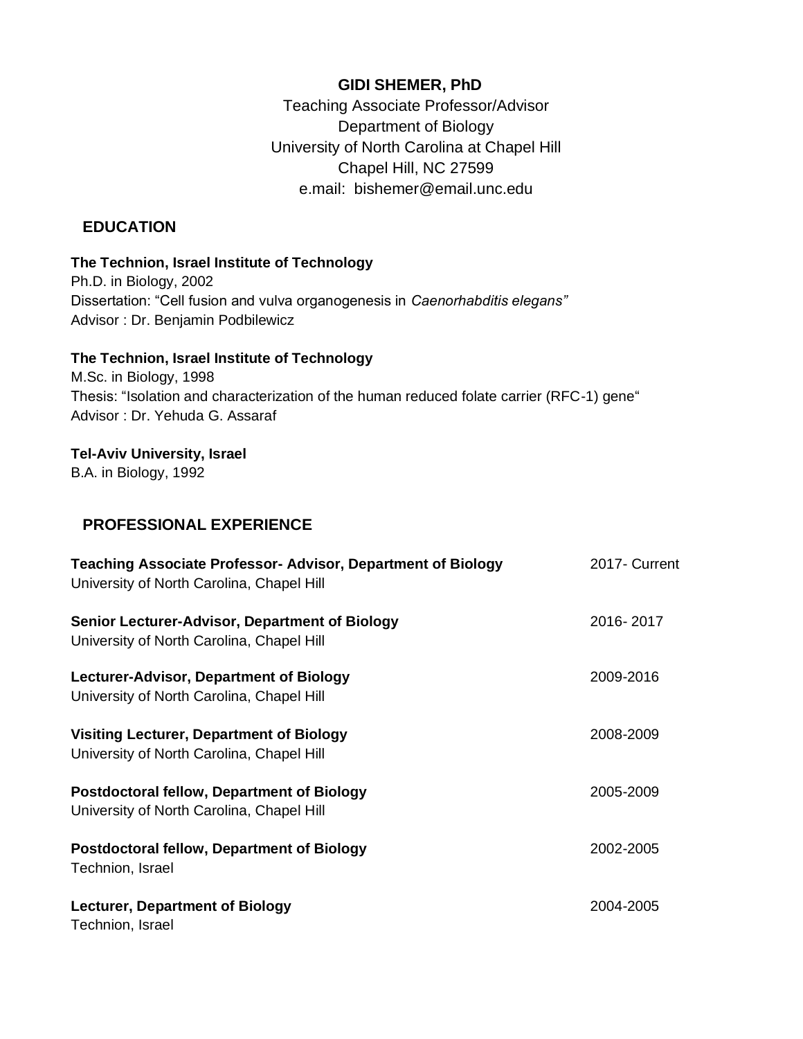# GIDI SHEMER, PhD

Teaching Associate Professor/Advisor
Department of Biology
University of North Carolina at Chapel Hill
Chapel Hill, NC 27599
e.mail: bishemer@email.unc.edu

## EDUCATION

**The Technion, Israel Institute of Technology**
Ph.D. in Biology, 2002
Dissertation: "Cell fusion and vulva organogenesis in *Caenorhabditis elegans"*
Advisor : Dr. Benjamin Podbilewicz

**The Technion, Israel Institute of Technology**
M.Sc. in Biology, 1998
Thesis: "Isolation and characterization of the human reduced folate carrier (RFC-1) gene"
Advisor : Dr. Yehuda G. Assaraf

**Tel-Aviv University, Israel**
B.A. in Biology, 1992

## PROFESSIONAL EXPERIENCE

**Teaching Associate Professor- Advisor, Department of Biology** — 2017- Current
University of North Carolina, Chapel Hill

**Senior Lecturer-Advisor, Department of Biology** — 2016- 2017
University of North Carolina, Chapel Hill

**Lecturer-Advisor, Department of Biology** — 2009-2016
University of North Carolina, Chapel Hill

**Visiting Lecturer, Department of Biology** — 2008-2009
University of North Carolina, Chapel Hill

**Postdoctoral fellow, Department of Biology** — 2005-2009
University of North Carolina, Chapel Hill

**Postdoctoral fellow, Department of Biology** — 2002-2005
Technion, Israel

**Lecturer, Department of Biology** — 2004-2005
Technion, Israel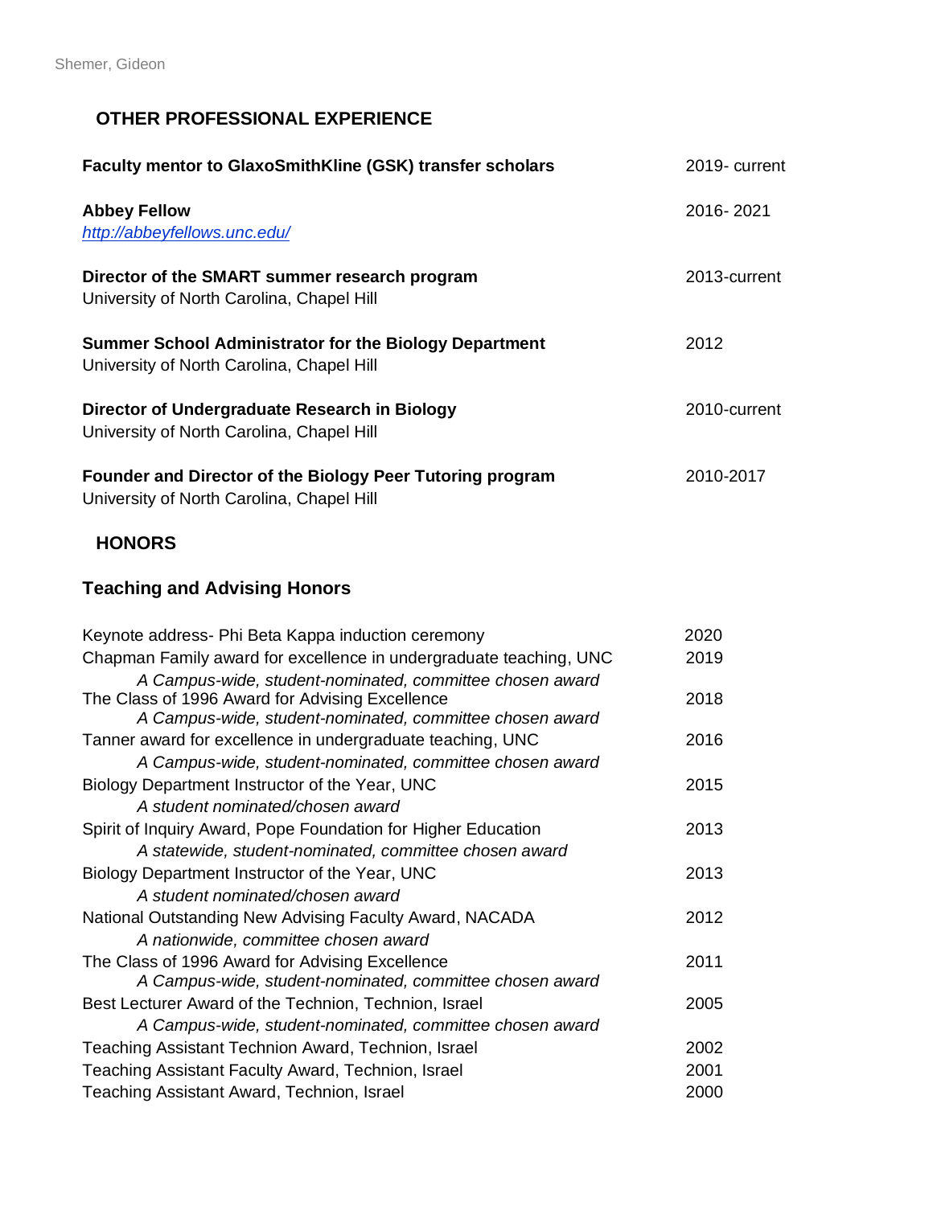## OTHER PROFESSIONAL EXPERIENCE

**Faculty mentor to GlaxoSmithKline (GSK) transfer scholars** — 2019- current

**Abbey Fellow** — 2016- 2021
*http://abbeyfellows.unc.edu/*

**Director of the SMART summer research program** — 2013-current
University of North Carolina, Chapel Hill

**Summer School Administrator for the Biology Department** — 2012
University of North Carolina, Chapel Hill

**Director of Undergraduate Research in Biology** — 2010-current
University of North Carolina, Chapel Hill

**Founder and Director of the Biology Peer Tutoring program** — 2010-2017
University of North Carolina, Chapel Hill

## HONORS

### Teaching and Advising Honors

| | |
|---|---|
| Keynote address- Phi Beta Kappa induction ceremony | 2020 |
| Chapman Family award for excellence in undergraduate teaching, UNC<br>*A Campus-wide, student-nominated, committee chosen award* | 2019 |
| The Class of 1996 Award for Advising Excellence<br>*A Campus-wide, student-nominated, committee chosen award* | 2018 |
| Tanner award for excellence in undergraduate teaching, UNC<br>*A Campus-wide, student-nominated, committee chosen award* | 2016 |
| Biology Department Instructor of the Year, UNC<br>*A student nominated/chosen award* | 2015 |
| Spirit of Inquiry Award, Pope Foundation for Higher Education<br>*A statewide, student-nominated, committee chosen award* | 2013 |
| Biology Department Instructor of the Year, UNC<br>*A student nominated/chosen award* | 2013 |
| National Outstanding New Advising Faculty Award, NACADA<br>*A nationwide, committee chosen award* | 2012 |
| The Class of 1996 Award for Advising Excellence<br>*A Campus-wide, student-nominated, committee chosen award* | 2011 |
| Best Lecturer Award of the Technion, Technion, Israel<br>*A Campus-wide, student-nominated, committee chosen award* | 2005 |
| Teaching Assistant Technion Award, Technion, Israel | 2002 |
| Teaching Assistant Faculty Award, Technion, Israel | 2001 |
| Teaching Assistant Award, Technion, Israel | 2000 |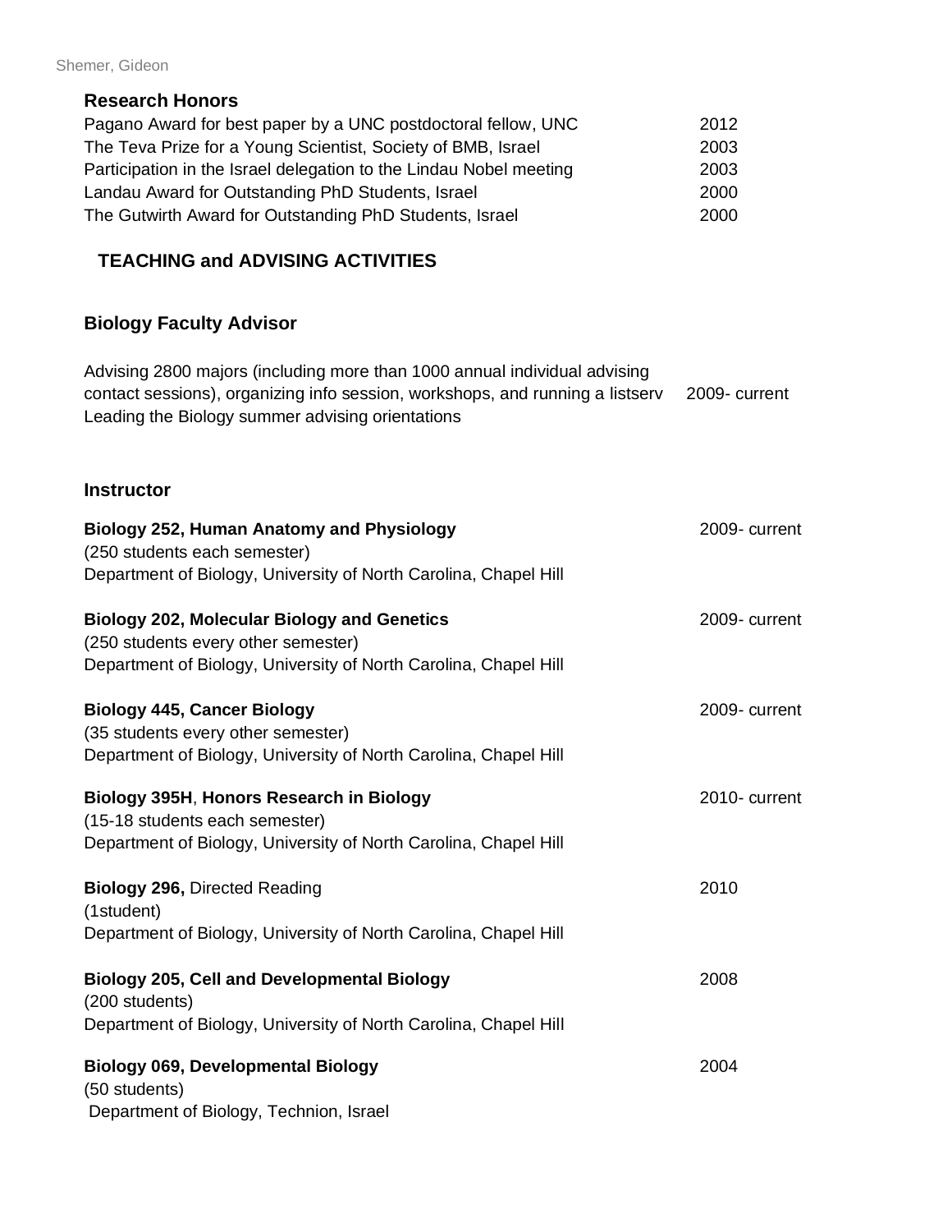### Research Honors

| | |
|---|---|
| Pagano Award for best paper by a UNC postdoctoral fellow, UNC | 2012 |
| The Teva Prize for a Young Scientist, Society of BMB, Israel | 2003 |
| Participation in the Israel delegation to the Lindau Nobel meeting | 2003 |
| Landau Award for Outstanding PhD Students, Israel | 2000 |
| The Gutwirth Award for Outstanding PhD Students, Israel | 2000 |

## TEACHING and ADVISING ACTIVITIES

### Biology Faculty Advisor

Advising 2800 majors (including more than 1000 annual individual advising contact sessions), organizing info session, workshops, and running a listserv Leading the Biology summer advising orientations — 2009- current

### Instructor

**Biology 252, Human Anatomy and Physiology** — 2009- current
(250 students each semester)
Department of Biology, University of North Carolina, Chapel Hill

**Biology 202, Molecular Biology and Genetics** — 2009- current
(250 students every other semester)
Department of Biology, University of North Carolina, Chapel Hill

**Biology 445, Cancer Biology** — 2009- current
(35 students every other semester)
Department of Biology, University of North Carolina, Chapel Hill

**Biology 395H**, **Honors Research in Biology** — 2010- current
(15-18 students each semester)
Department of Biology, University of North Carolina, Chapel Hill

**Biology 296,** Directed Reading — 2010
(1student)
Department of Biology, University of North Carolina, Chapel Hill

**Biology 205, Cell and Developmental Biology** — 2008
(200 students)
Department of Biology, University of North Carolina, Chapel Hill

**Biology 069, Developmental Biology** — 2004
(50 students)
Department of Biology, Technion, Israel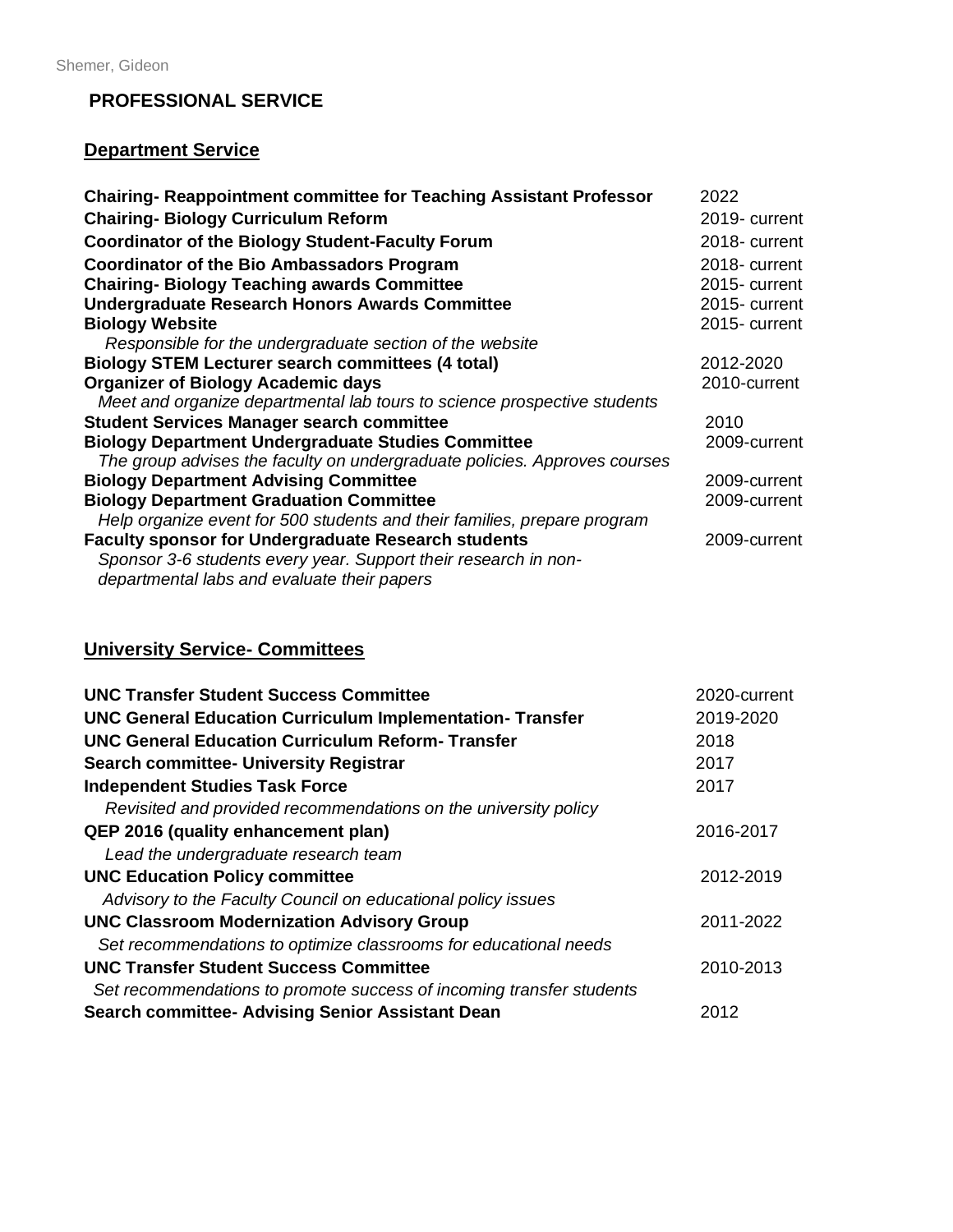## PROFESSIONAL SERVICE

### Department Service

**Chairing- Reappointment committee for Teaching Assistant Professor** 2022
**Chairing- Biology Curriculum Reform** 2019- current
**Coordinator of the Biology Student-Faculty Forum** 2018- current
**Coordinator of the Bio Ambassadors Program** 2018- current
**Chairing- Biology Teaching awards Committee** 2015- current
**Undergraduate Research Honors Awards Committee** 2015- current
**Biology Website** 2015- current
*Responsible for the undergraduate section of the website*
**Biology STEM Lecturer search committees (4 total)** 2012-2020
**Organizer of Biology Academic days** 2010-current
*Meet and organize departmental lab tours to science prospective students*
**Student Services Manager search committee** 2010
**Biology Department Undergraduate Studies Committee** 2009-current
*The group advises the faculty on undergraduate policies. Approves courses*
**Biology Department Advising Committee** 2009-current
**Biology Department Graduation Committee** 2009-current
*Help organize event for 500 students and their families, prepare program*
**Faculty sponsor for Undergraduate Research students** 2009-current
*Sponsor 3-6 students every year. Support their research in non-departmental labs and evaluate their papers*

### University Service- Committees

**UNC Transfer Student Success Committee** 2020-current
**UNC General Education Curriculum Implementation- Transfer** 2019-2020
**UNC General Education Curriculum Reform- Transfer** 2018
**Search committee- University Registrar** 2017
**Independent Studies Task Force** 2017
*Revisited and provided recommendations on the university policy*
**QEP 2016 (quality enhancement plan)** 2016-2017
*Lead the undergraduate research team*
**UNC Education Policy committee** 2012-2019
*Advisory to the Faculty Council on educational policy issues*
**UNC Classroom Modernization Advisory Group** 2011-2022
*Set recommendations to optimize classrooms for educational needs*
**UNC Transfer Student Success Committee** 2010-2013
*Set recommendations to promote success of incoming transfer students*
**Search committee- Advising Senior Assistant Dean** 2012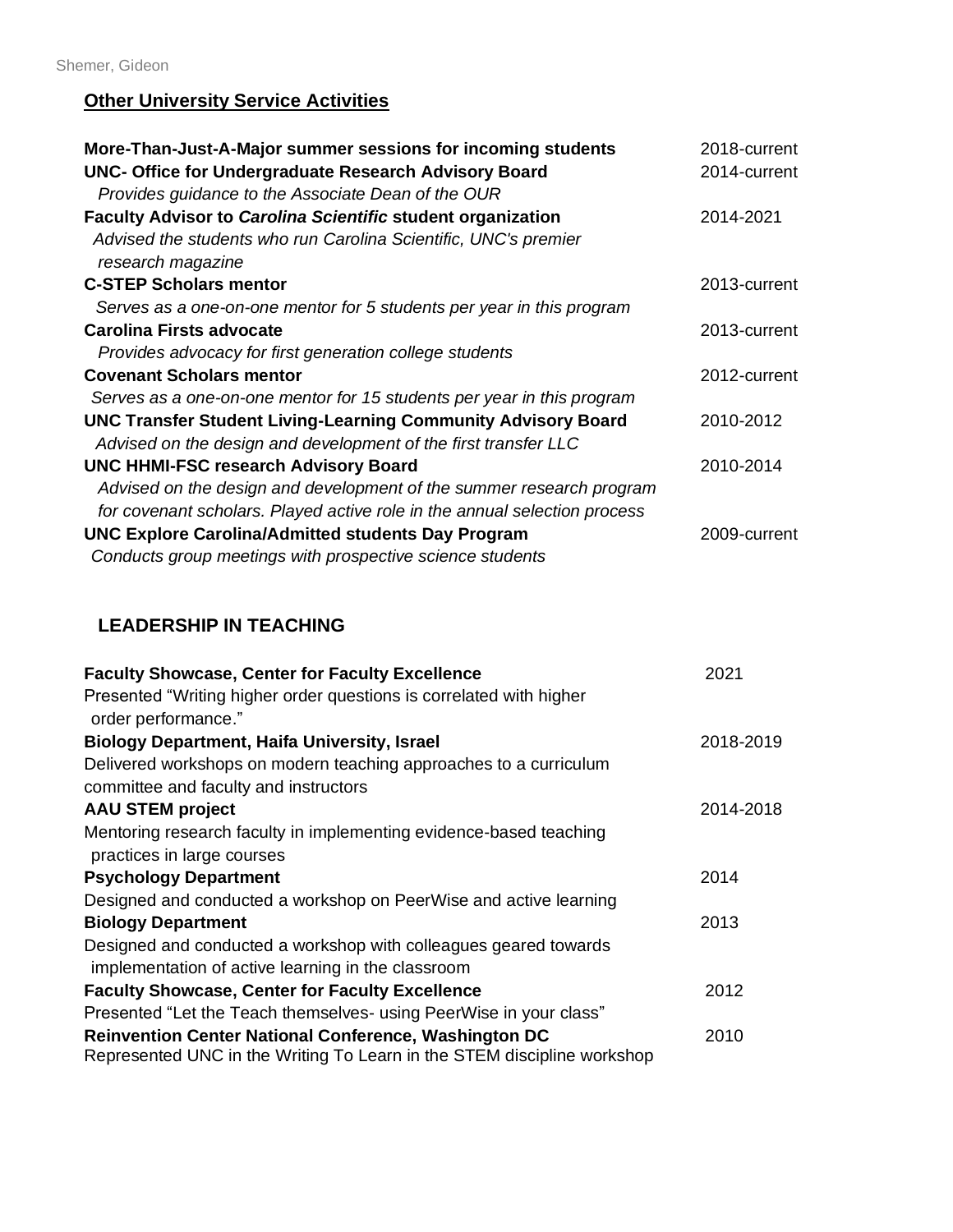## Other University Service Activities

**More-Than-Just-A-Major summer sessions for incoming students** 2018-current

**UNC- Office for Undergraduate Research Advisory Board** 2014-current
*Provides guidance to the Associate Dean of the OUR*

**Faculty Advisor to *Carolina Scientific* student organization** 2014-2021
*Advised the students who run Carolina Scientific, UNC's premier research magazine*

**C-STEP Scholars mentor** 2013-current
*Serves as a one-on-one mentor for 5 students per year in this program*

**Carolina Firsts advocate** 2013-current
*Provides advocacy for first generation college students*

**Covenant Scholars mentor** 2012-current
*Serves as a one-on-one mentor for 15 students per year in this program*

**UNC Transfer Student Living-Learning Community Advisory Board** 2010-2012
*Advised on the design and development of the first transfer LLC*

**UNC HHMI-FSC research Advisory Board** 2010-2014
*Advised on the design and development of the summer research program for covenant scholars. Played active role in the annual selection process*

**UNC Explore Carolina/Admitted students Day Program** 2009-current
*Conducts group meetings with prospective science students*

## LEADERSHIP IN TEACHING

**Faculty Showcase, Center for Faculty Excellence** 2021
Presented "Writing higher order questions is correlated with higher order performance."

**Biology Department, Haifa University, Israel** 2018-2019
Delivered workshops on modern teaching approaches to a curriculum committee and faculty and instructors

**AAU STEM project** 2014-2018
Mentoring research faculty in implementing evidence-based teaching practices in large courses

**Psychology Department** 2014
Designed and conducted a workshop on PeerWise and active learning

**Biology Department** 2013
Designed and conducted a workshop with colleagues geared towards implementation of active learning in the classroom

**Faculty Showcase, Center for Faculty Excellence** 2012
Presented "Let the Teach themselves- using PeerWise in your class"

**Reinvention Center National Conference, Washington DC** 2010
Represented UNC in the Writing To Learn in the STEM discipline workshop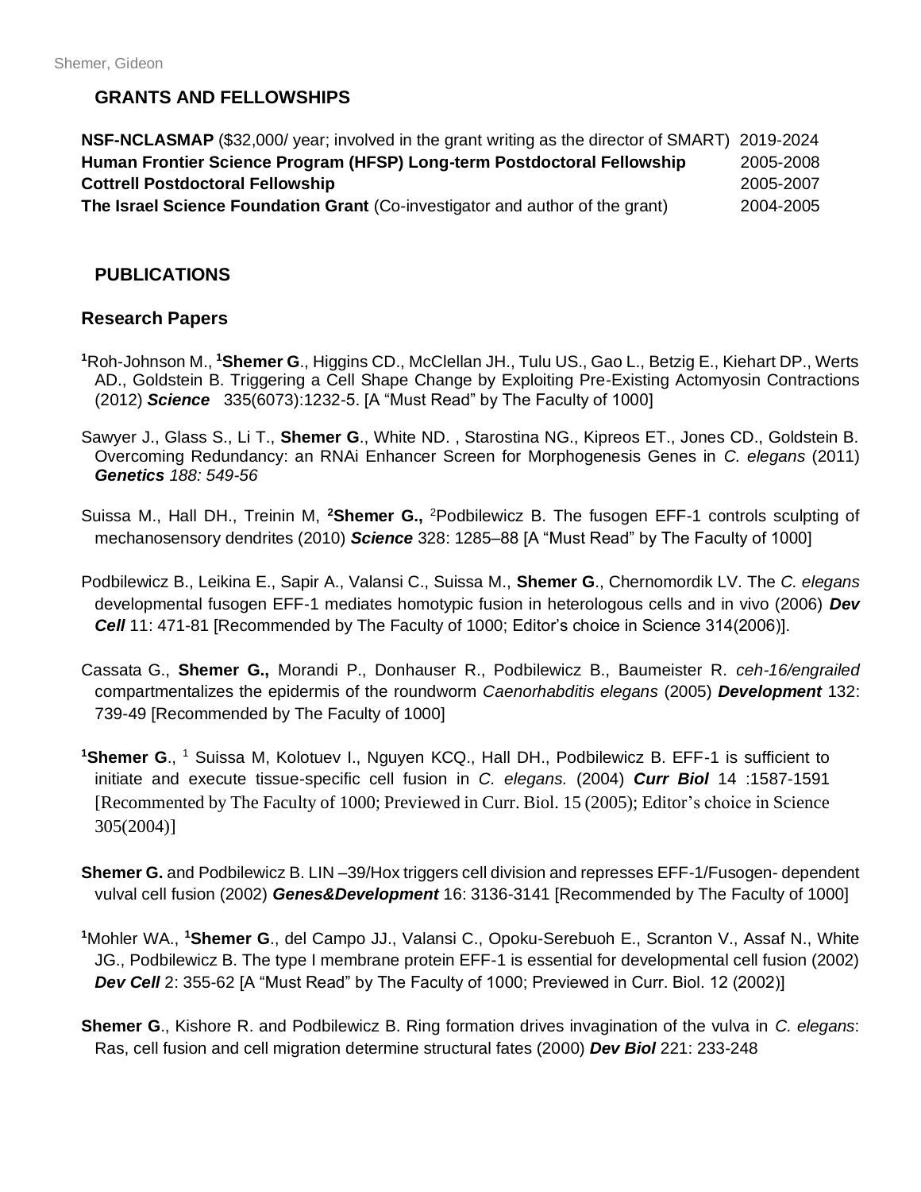## GRANTS AND FELLOWSHIPS

| | |
|---|---|
| **NSF-NCLASMAP** ($32,000/ year; involved in the grant writing as the director of SMART) | 2019-2024 |
| **Human Frontier Science Program (HFSP) Long-term Postdoctoral Fellowship** | 2005-2008 |
| **Cottrell Postdoctoral Fellowship** | 2005-2007 |
| **The Israel Science Foundation Grant** (Co-investigator and author of the grant) | 2004-2005 |

## PUBLICATIONS

### Research Papers

[1]Roh-Johnson M., [1]**Shemer G**., Higgins CD., McClellan JH., Tulu US., Gao L., Betzig E., Kiehart DP., Werts AD., Goldstein B. Triggering a Cell Shape Change by Exploiting Pre-Existing Actomyosin Contractions (2012) ***Science*** 335(6073):1232-5. [A "Must Read" by The Faculty of 1000]

Sawyer J., Glass S., Li T., **Shemer G**., White ND. , Starostina NG., Kipreos ET., Jones CD., Goldstein B. Overcoming Redundancy: an RNAi Enhancer Screen for Morphogenesis Genes in *C. elegans* (2011) ***Genetics*** *188: 549-56*

Suissa M., Hall DH., Treinin M, [2]**Shemer G.,** [2]Podbilewicz B. The fusogen EFF-1 controls sculpting of mechanosensory dendrites (2010) ***Science*** 328: 1285–88 [A "Must Read" by The Faculty of 1000]

Podbilewicz B., Leikina E., Sapir A., Valansi C., Suissa M., **Shemer G**., Chernomordik LV. The *C. elegans* developmental fusogen EFF-1 mediates homotypic fusion in heterologous cells and in vivo (2006) ***Dev Cell*** 11: 471-81 [Recommended by The Faculty of 1000; Editor's choice in Science 314(2006)].

Cassata G., **Shemer G.,** Morandi P., Donhauser R., Podbilewicz B., Baumeister R. *ceh-16/engrailed* compartmentalizes the epidermis of the roundworm *Caenorhabditis elegans* (2005) ***Development*** 132: 739-49 [Recommended by The Faculty of 1000]

[1]**Shemer G**., [1] Suissa M, Kolotuev I., Nguyen KCQ., Hall DH., Podbilewicz B. EFF-1 is sufficient to initiate and execute tissue-specific cell fusion in *C. elegans.* (2004) ***Curr Biol*** 14 :1587-1591 [Recommented by The Faculty of 1000; Previewed in Curr. Biol. 15 (2005); Editor's choice in Science 305(2004)]

**Shemer G.** and Podbilewicz B. LIN –39/Hox triggers cell division and represses EFF-1/Fusogen- dependent vulval cell fusion (2002) ***Genes&Development*** 16: 3136-3141 [Recommended by The Faculty of 1000]

[1]Mohler WA., [1]**Shemer G**., del Campo JJ., Valansi C., Opoku-Serebuoh E., Scranton V., Assaf N., White JG., Podbilewicz B. The type I membrane protein EFF-1 is essential for developmental cell fusion (2002) ***Dev Cell*** 2: 355-62 [A "Must Read" by The Faculty of 1000; Previewed in Curr. Biol. 12 (2002)]

**Shemer G**., Kishore R. and Podbilewicz B. Ring formation drives invagination of the vulva in *C. elegans*: Ras, cell fusion and cell migration determine structural fates (2000) ***Dev Biol*** 221: 233-248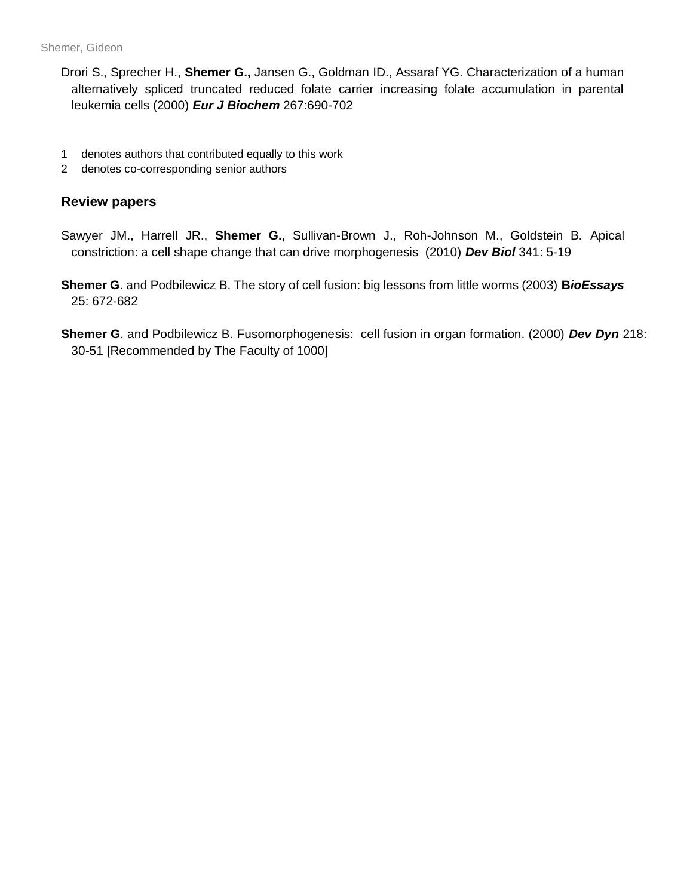Drori S., Sprecher H., **Shemer G.,** Jansen G., Goldman ID., Assaraf YG. Characterization of a human alternatively spliced truncated reduced folate carrier increasing folate accumulation in parental leukemia cells (2000) ***Eur J Biochem*** 267:690-702

1 denotes authors that contributed equally to this work
2 denotes co-corresponding senior authors

### Review papers

Sawyer JM., Harrell JR., **Shemer G.,** Sullivan-Brown J., Roh-Johnson M., Goldstein B. Apical constriction: a cell shape change that can drive morphogenesis (2010) ***Dev Biol*** 341: 5-19

**Shemer G**. and Podbilewicz B. The story of cell fusion: big lessons from little worms (2003) **B*ioEssays*** 25: 672-682

**Shemer G**. and Podbilewicz B. Fusomorphogenesis: cell fusion in organ formation. (2000) ***Dev Dyn*** 218: 30-51 [Recommended by The Faculty of 1000]